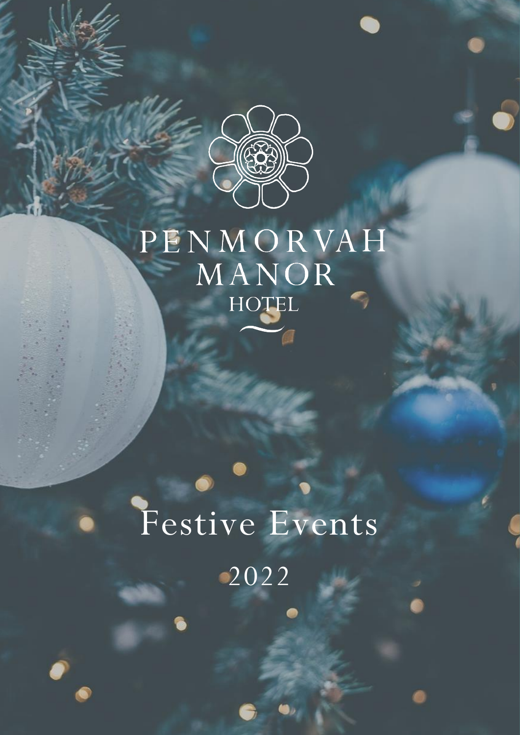# PENMORVAH MANOR HOTEL

# Festive Events

## 2022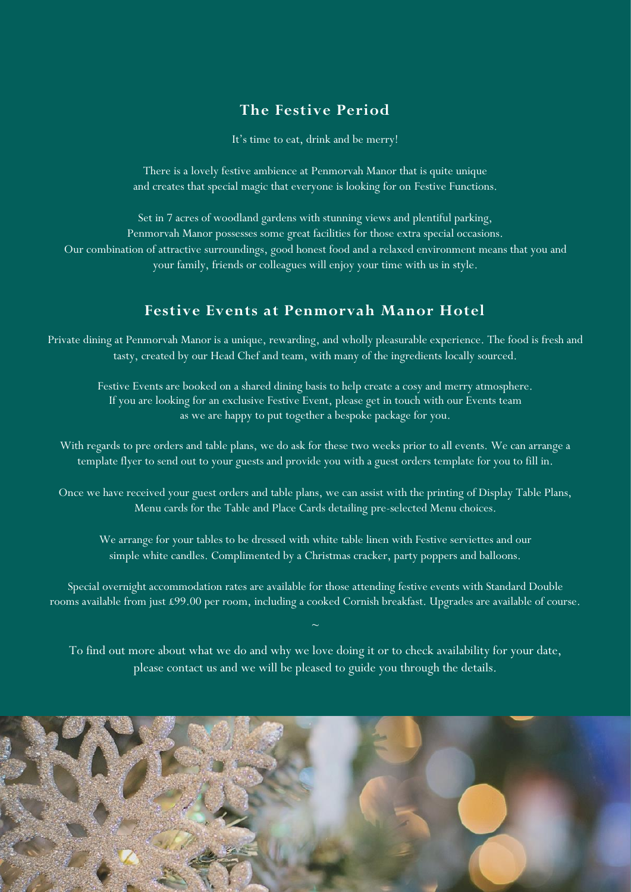## The Festive Period

It's time to eat, drink and be merry!

There is a lovely festive ambience at Penmorvah Manor that is quite unique and creates that special magic that everyone is looking for on Festive Functions.

Set in 7 acres of woodland gardens with stunning views and plentiful parking, Penmorvah Manor possesses some great facilities for those extra special occasions. Our combination of attractive surroundings, good honest food and a relaxed environment means that you and your family, friends or colleagues will enjoy your time with us in style.

## Festive Events at Penmorvah Manor Hotel

Private dining at Penmorvah Manor is a unique, rewarding, and wholly pleasurable experience. The food is fresh and tasty, created by our Head Chef and team, with many of the ingredients locally sourced.

Festive Events are booked on a shared dining basis to help create a cosy and merry atmosphere. If you are looking for an exclusive Festive Event, please get in touch with our Events team as we are happy to put together a bespoke package for you.

With regards to pre orders and table plans, we do ask for these two weeks prior to all events. We can arrange a template flyer to send out to your guests and provide you with a guest orders template for you to fill in.

Once we have received your guest orders and table plans, we can assist with the printing of Display Table Plans, Menu cards for the Table and Place Cards detailing pre-selected Menu choices.

We arrange for your tables to be dressed with white table linen with Festive serviettes and our simple white candles. Complimented by a Christmas cracker, party poppers and balloons.

Special overnight accommodation rates are available for those attending festive events with Standard Double rooms available from just £99.00 per room, including a cooked Cornish breakfast. Upgrades are available of course.

~

To find out more about what we do and why we love doing it or to check availability for your date, please contact us and we will be pleased to guide you through the details.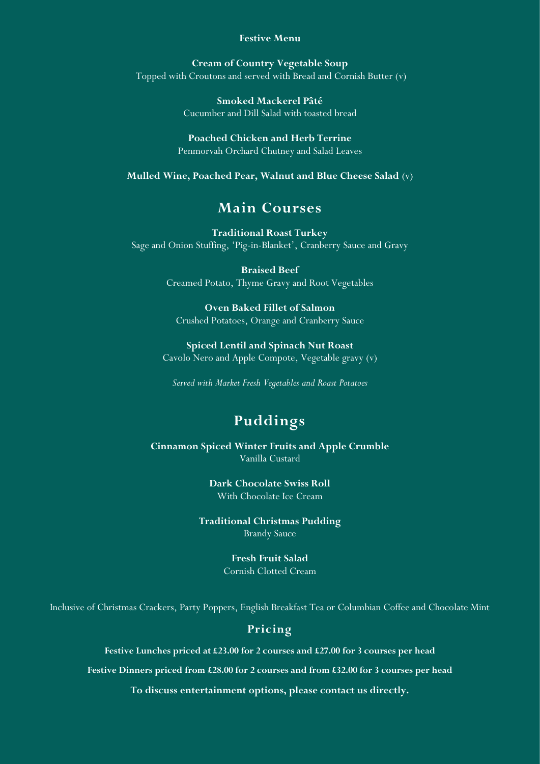**Festive Menu**

**Cream of Country Vegetable Soup**
Topped with Croutons and served with Bread and Cornish Butter (v)

**Smoked Mackerel Pâté**
Cucumber and Dill Salad with toasted bread

**Poached Chicken and Herb Terrine**
Penmorvah Orchard Chutney and Salad Leaves

**Mulled Wine, Poached Pear, Walnut and Blue Cheese Salad** (v)

## Main Courses

**Traditional Roast Turkey**
Sage and Onion Stuffing, 'Pig-in-Blanket', Cranberry Sauce and Gravy

**Braised Beef**
Creamed Potato, Thyme Gravy and Root Vegetables

**Oven Baked Fillet of Salmon**
Crushed Potatoes, Orange and Cranberry Sauce

**Spiced Lentil and Spinach Nut Roast**
Cavolo Nero and Apple Compote, Vegetable gravy (v)

*Served with Market Fresh Vegetables and Roast Potatoes*

## Puddings

**Cinnamon Spiced Winter Fruits and Apple Crumble**
Vanilla Custard

**Dark Chocolate Swiss Roll**
With Chocolate Ice Cream

**Traditional Christmas Pudding**
Brandy Sauce

**Fresh Fruit Salad**
Cornish Clotted Cream

Inclusive of Christmas Crackers, Party Poppers, English Breakfast Tea or Columbian Coffee and Chocolate Mint

## Pricing

**Festive Lunches priced at £23.00 for 2 courses and £27.00 for 3 courses per head**

**Festive Dinners priced from £28.00 for 2 courses and from £32.00 for 3 courses per head**

**To discuss entertainment options, please contact us directly.**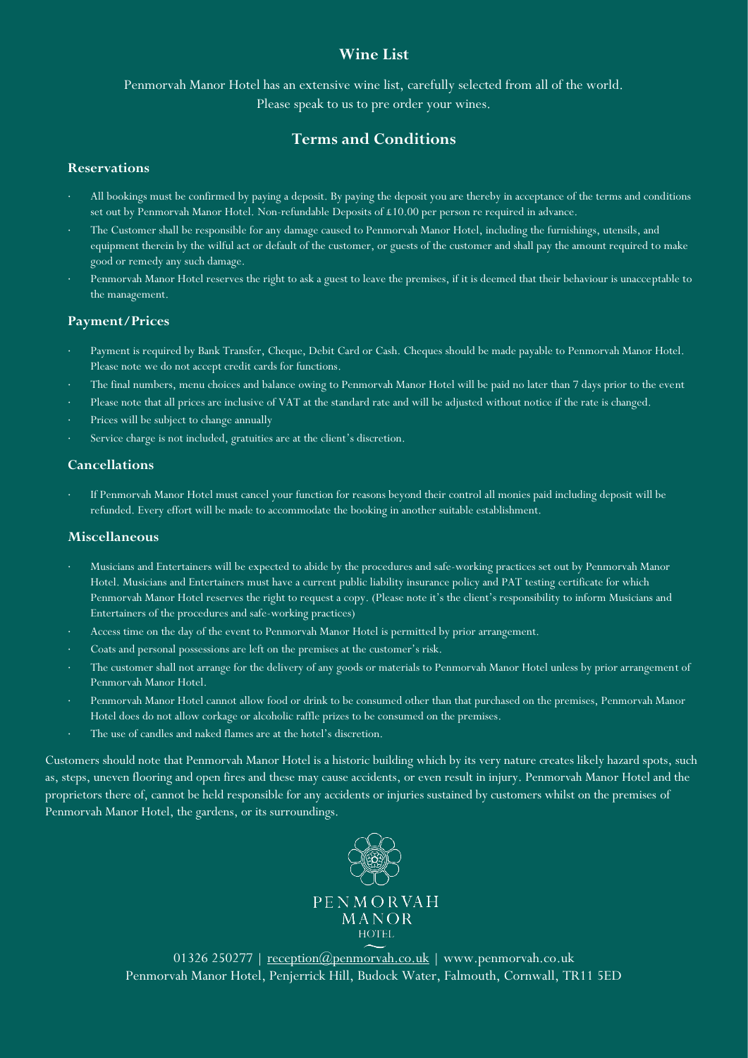## Wine List

Penmorvah Manor Hotel has an extensive wine list, carefully selected from all of the world.
Please speak to us to pre order your wines.

## Terms and Conditions

### Reservations

- All bookings must be confirmed by paying a deposit. By paying the deposit you are thereby in acceptance of the terms and conditions set out by Penmorvah Manor Hotel. Non-refundable Deposits of £10.00 per person re required in advance.
- The Customer shall be responsible for any damage caused to Penmorvah Manor Hotel, including the furnishings, utensils, and equipment therein by the wilful act or default of the customer, or guests of the customer and shall pay the amount required to make good or remedy any such damage.
- Penmorvah Manor Hotel reserves the right to ask a guest to leave the premises, if it is deemed that their behaviour is unacceptable to the management.

### Payment/Prices

- Payment is required by Bank Transfer, Cheque, Debit Card or Cash. Cheques should be made payable to Penmorvah Manor Hotel. Please note we do not accept credit cards for functions.
- The final numbers, menu choices and balance owing to Penmorvah Manor Hotel will be paid no later than 7 days prior to the event
- Please note that all prices are inclusive of VAT at the standard rate and will be adjusted without notice if the rate is changed.
- Prices will be subject to change annually
- Service charge is not included, gratuities are at the client's discretion.

### Cancellations

- If Penmorvah Manor Hotel must cancel your function for reasons beyond their control all monies paid including deposit will be refunded. Every effort will be made to accommodate the booking in another suitable establishment.

### Miscellaneous

- Musicians and Entertainers will be expected to abide by the procedures and safe-working practices set out by Penmorvah Manor Hotel. Musicians and Entertainers must have a current public liability insurance policy and PAT testing certificate for which Penmorvah Manor Hotel reserves the right to request a copy. (Please note it's the client's responsibility to inform Musicians and Entertainers of the procedures and safe-working practices)
- Access time on the day of the event to Penmorvah Manor Hotel is permitted by prior arrangement.
- Coats and personal possessions are left on the premises at the customer's risk.
- The customer shall not arrange for the delivery of any goods or materials to Penmorvah Manor Hotel unless by prior arrangement of Penmorvah Manor Hotel.
- Penmorvah Manor Hotel cannot allow food or drink to be consumed other than that purchased on the premises, Penmorvah Manor Hotel does do not allow corkage or alcoholic raffle prizes to be consumed on the premises.
- The use of candles and naked flames are at the hotel's discretion.

Customers should note that Penmorvah Manor Hotel is a historic building which by its very nature creates likely hazard spots, such as, steps, uneven flooring and open fires and these may cause accidents, or even result in injury. Penmorvah Manor Hotel and the proprietors there of, cannot be held responsible for any accidents or injuries sustained by customers whilst on the premises of Penmorvah Manor Hotel, the gardens, or its surroundings.

PENMORVAH
MANOR
HOTEL

01326 250277 | reception@penmorvah.co.uk | www.penmorvah.co.uk
Penmorvah Manor Hotel, Penjerrick Hill, Budock Water, Falmouth, Cornwall, TR11 5ED